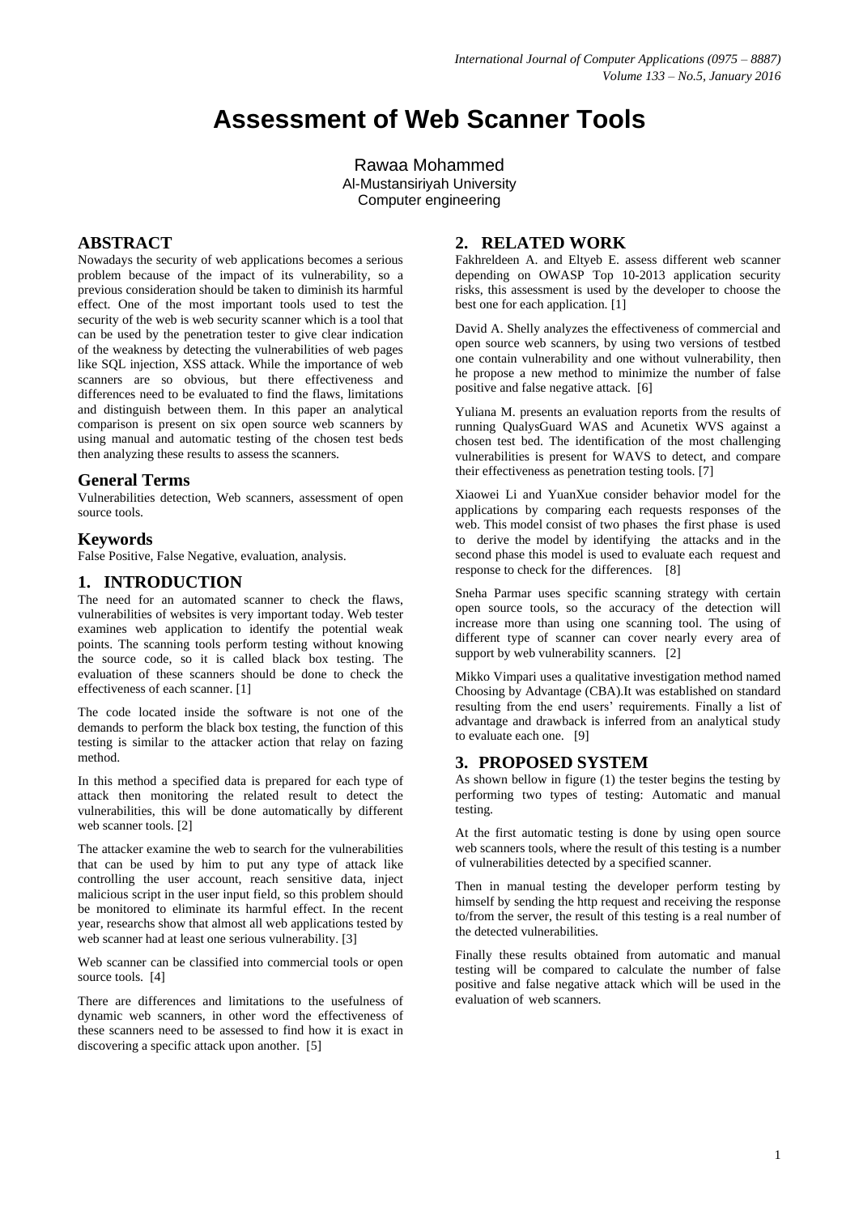# Assessment of Web Scanner Tools

Rawaa Mohammed
Al-Mustansiriyah University
Computer engineering

## ABSTRACT

Nowadays the security of web applications becomes a serious problem because of the impact of its vulnerability, so a previous consideration should be taken to diminish its harmful effect. One of the most important tools used to test the security of the web is web security scanner which is a tool that can be used by the penetration tester to give clear indication of the weakness by detecting the vulnerabilities of web pages like SQL injection, XSS attack. While the importance of web scanners are so obvious, but there effectiveness and differences need to be evaluated to find the flaws, limitations and distinguish between them. In this paper an analytical comparison is present on six open source web scanners by using manual and automatic testing of the chosen test beds then analyzing these results to assess the scanners.

### General Terms

Vulnerabilities detection, Web scanners, assessment of open source tools.

### Keywords

False Positive, False Negative, evaluation, analysis.

## 1. INTRODUCTION

The need for an automated scanner to check the flaws, vulnerabilities of websites is very important today. Web tester examines web application to identify the potential weak points. The scanning tools perform testing without knowing the source code, so it is called black box testing. The evaluation of these scanners should be done to check the effectiveness of each scanner. [1]

The code located inside the software is not one of the demands to perform the black box testing, the function of this testing is similar to the attacker action that relay on fazing method.

In this method a specified data is prepared for each type of attack then monitoring the related result to detect the vulnerabilities, this will be done automatically by different web scanner tools. [2]

The attacker examine the web to search for the vulnerabilities that can be used by him to put any type of attack like controlling the user account, reach sensitive data, inject malicious script in the user input field, so this problem should be monitored to eliminate its harmful effect. In the recent year, researchs show that almost all web applications tested by web scanner had at least one serious vulnerability. [3]

Web scanner can be classified into commercial tools or open source tools. [4]

There are differences and limitations to the usefulness of dynamic web scanners, in other word the effectiveness of these scanners need to be assessed to find how it is exact in discovering a specific attack upon another. [5]

## 2. RELATED WORK

Fakhreldeen A. and Eltyeb E. assess different web scanner depending on OWASP Top 10-2013 application security risks, this assessment is used by the developer to choose the best one for each application. [1]

David A. Shelly analyzes the effectiveness of commercial and open source web scanners, by using two versions of testbed one contain vulnerability and one without vulnerability, then he propose a new method to minimize the number of false positive and false negative attack. [6]

Yuliana M. presents an evaluation reports from the results of running QualysGuard WAS and Acunetix WVS against a chosen test bed. The identification of the most challenging vulnerabilities is present for WAVS to detect, and compare their effectiveness as penetration testing tools. [7]

Xiaowei Li and YuanXue consider behavior model for the applications by comparing each requests responses of the web. This model consist of two phases the first phase is used to derive the model by identifying the attacks and in the second phase this model is used to evaluate each request and response to check for the differences. [8]

Sneha Parmar uses specific scanning strategy with certain open source tools, so the accuracy of the detection will increase more than using one scanning tool. The using of different type of scanner can cover nearly every area of support by web vulnerability scanners. [2]

Mikko Vimpari uses a qualitative investigation method named Choosing by Advantage (CBA).It was established on standard resulting from the end users' requirements. Finally a list of advantage and drawback is inferred from an analytical study to evaluate each one. [9]

## 3. PROPOSED SYSTEM

As shown bellow in figure (1) the tester begins the testing by performing two types of testing: Automatic and manual testing.

At the first automatic testing is done by using open source web scanners tools, where the result of this testing is a number of vulnerabilities detected by a specified scanner.

Then in manual testing the developer perform testing by himself by sending the http request and receiving the response to/from the server, the result of this testing is a real number of the detected vulnerabilities.

Finally these results obtained from automatic and manual testing will be compared to calculate the number of false positive and false negative attack which will be used in the evaluation of web scanners.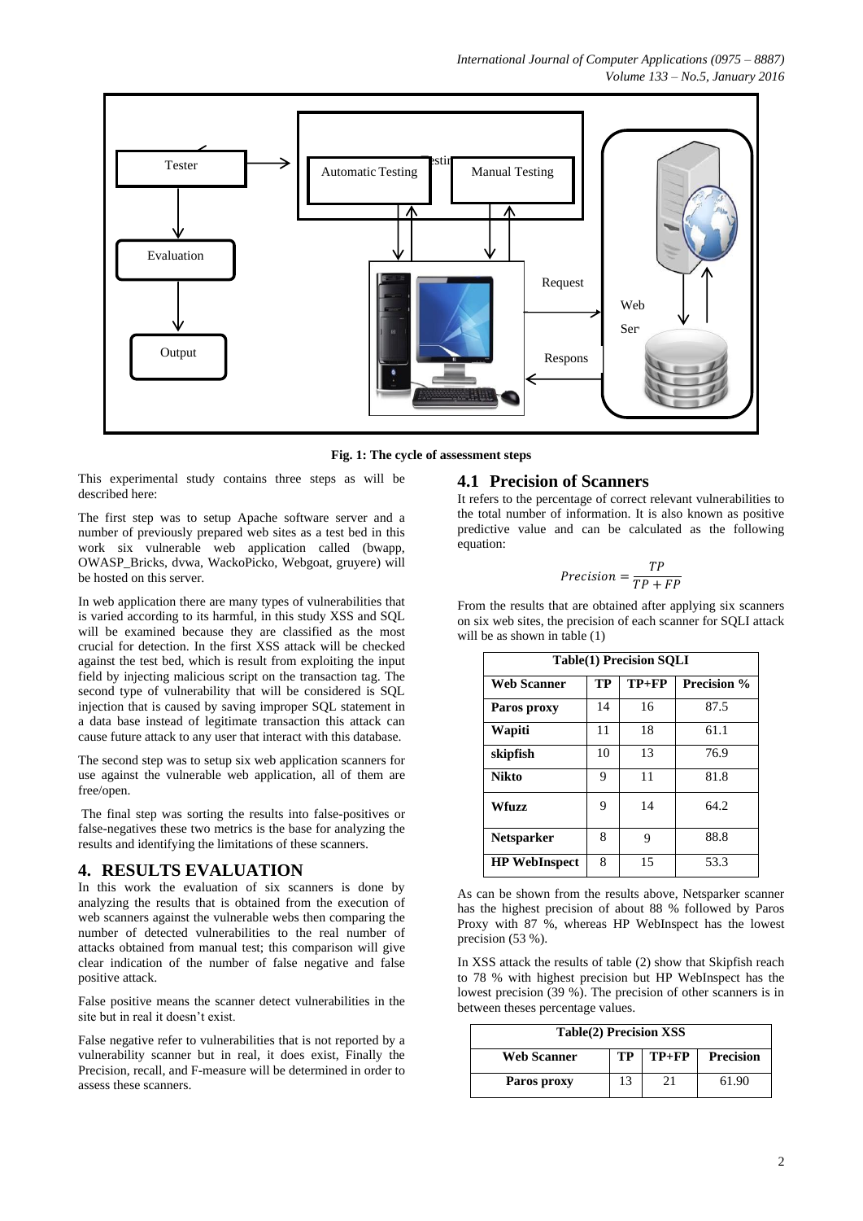Fig. 1: The cycle of assessment steps

This experimental study contains three steps as will be described here:

The first step was to setup Apache software server and a number of previously prepared web sites as a test bed in this work six vulnerable web application called (bwapp, OWASP_Bricks, dvwa, WackoPicko, Webgoat, gruyere) will be hosted on this server.

In web application there are many types of vulnerabilities that is varied according to its harmful, in this study XSS and SQL will be examined because they are classified as the most crucial for detection. In the first XSS attack will be checked against the test bed, which is result from exploiting the input field by injecting malicious script on the transaction tag. The second type of vulnerability that will be considered is SQL injection that is caused by saving improper SQL statement in a data base instead of legitimate transaction this attack can cause future attack to any user that interact with this database.

The second step was to setup six web application scanners for use against the vulnerable web application, all of them are free/open.

The final step was sorting the results into false-positives or false-negatives these two metrics is the base for analyzing the results and identifying the limitations of these scanners.

## 4. RESULTS EVALUATION

In this work the evaluation of six scanners is done by analyzing the results that is obtained from the execution of web scanners against the vulnerable webs then comparing the number of detected vulnerabilities to the real number of attacks obtained from manual test; this comparison will give clear indication of the number of false negative and false positive attack.

False positive means the scanner detect vulnerabilities in the site but in real it doesn't exist.

False negative refer to vulnerabilities that is not reported by a vulnerability scanner but in real, it does exist, Finally the Precision, recall, and F-measure will be determined in order to assess these scanners.

### 4.1 Precision of Scanners

It refers to the percentage of correct relevant vulnerabilities to the total number of information. It is also known as positive predictive value and can be calculated as the following equation:

$$Precision = \frac{TP}{TP + FP}$$

From the results that are obtained after applying six scanners on six web sites, the precision of each scanner for SQLI attack will be as shown in table (1)

**Table(1) Precision SQLI**

| Web Scanner | TP | TP+FP | Precision % |
|---|---|---|---|
| **Paros proxy** | 14 | 16 | 87.5 |
| **Wapiti** | 11 | 18 | 61.1 |
| **skipfish** | 10 | 13 | 76.9 |
| **Nikto** | 9 | 11 | 81.8 |
| **Wfuzz** | 9 | 14 | 64.2 |
| **Netsparker** | 8 | 9 | 88.8 |
| **HP WebInspect** | 8 | 15 | 53.3 |

As can be shown from the results above, Netsparker scanner has the highest precision of about 88 % followed by Paros Proxy with 87 %, whereas HP WebInspect has the lowest precision (53 %).

In XSS attack the results of table (2) show that Skipfish reach to 78 % with highest precision but HP WebInspect has the lowest precision (39 %). The precision of other scanners is in between theses percentage values.

**Table(2) Precision XSS**

| Web Scanner | TP | TP+FP | Precision |
|---|---|---|---|
| **Paros proxy** | 13 | 21 | 61.90 |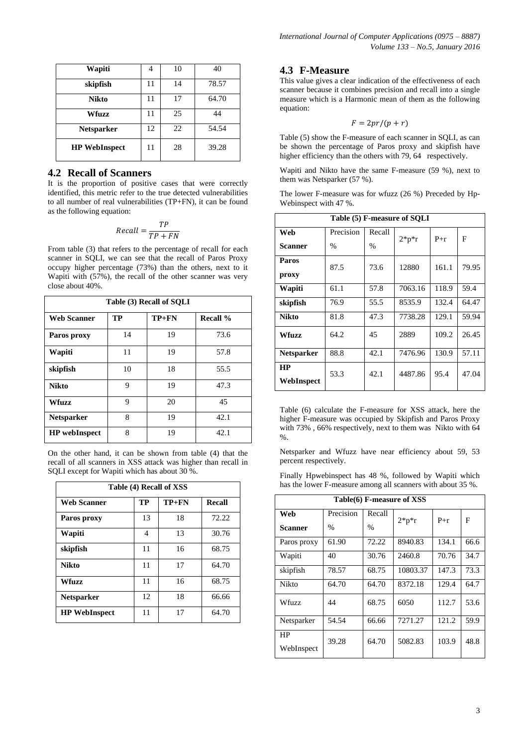| Wapiti | 4 | 10 | 40 |
|---|---|---|---|
| skipfish | 11 | 14 | 78.57 |
| Nikto | 11 | 17 | 64.70 |
| Wfuzz | 11 | 25 | 44 |
| Netsparker | 12 | 22 | 54.54 |
| HP WebInspect | 11 | 28 | 39.28 |

## 4.2 Recall of Scanners

It is the proportion of positive cases that were correctly identified, this metric refer to the true detected vulnerabilities to all number of real vulnerabilities (TP+FN), it can be found as the following equation:

$$Recall = \frac{TP}{TP + FN}$$

From table (3) that refers to the percentage of recall for each scanner in SQLI, we can see that the recall of Paros Proxy occupy higher percentage (73%) than the others, next to it Wapiti with (57%), the recall of the other scanner was very close about 40%.

**Table (3) Recall of SQLI**

| Web Scanner | TP | TP+FN | Recall % |
|---|---|---|---|
| Paros proxy | 14 | 19 | 73.6 |
| Wapiti | 11 | 19 | 57.8 |
| skipfish | 10 | 18 | 55.5 |
| Nikto | 9 | 19 | 47.3 |
| Wfuzz | 9 | 20 | 45 |
| Netsparker | 8 | 19 | 42.1 |
| HP webInspect | 8 | 19 | 42.1 |

On the other hand, it can be shown from table (4) that the recall of all scanners in XSS attack was higher than recall in SQLI except for Wapiti which has about 30 %.

**Table (4) Recall of XSS**

| Web Scanner | TP | TP+FN | Recall |
|---|---|---|---|
| Paros proxy | 13 | 18 | 72.22 |
| Wapiti | 4 | 13 | 30.76 |
| skipfish | 11 | 16 | 68.75 |
| Nikto | 11 | 17 | 64.70 |
| Wfuzz | 11 | 16 | 68.75 |
| Netsparker | 12 | 18 | 66.66 |
| HP WebInspect | 11 | 17 | 64.70 |

## 4.3 F-Measure

This value gives a clear indication of the effectiveness of each scanner because it combines precision and recall into a single measure which is a Harmonic mean of them as the following equation:

$$F = 2pr/(p + r)$$

Table (5) show the F-measure of each scanner in SQLI, as can be shown the percentage of Paros proxy and skipfish have higher efficiency than the others with 79, 64 respectively.

Wapiti and Nikto have the same F-measure (59 %), next to them was Netsparker (57 %).

The lower F-measure was for wfuzz (26 %) Preceded by Hp-Webinspect with 47 %.

**Table (5) F-measure of SQLI**

| Web Scanner | Precision % | Recall % | 2\*p\*r | P+r | F |
|---|---|---|---|---|---|
| Paros proxy | 87.5 | 73.6 | 12880 | 161.1 | 79.95 |
| Wapiti | 61.1 | 57.8 | 7063.16 | 118.9 | 59.4 |
| skipfish | 76.9 | 55.5 | 8535.9 | 132.4 | 64.47 |
| Nikto | 81.8 | 47.3 | 7738.28 | 129.1 | 59.94 |
| Wfuzz | 64.2 | 45 | 2889 | 109.2 | 26.45 |
| Netsparker | 88.8 | 42.1 | 7476.96 | 130.9 | 57.11 |
| HP WebInspect | 53.3 | 42.1 | 4487.86 | 95.4 | 47.04 |

Table (6) calculate the F-measure for XSS attack, here the higher F-measure was occupied by Skipfish and Paros Proxy with 73% , 66% respectively, next to them was Nikto with 64 %.

Netsparker and Wfuzz have near efficiency about 59, 53 percent respectively.

Finally Hpwebinspect has 48 %, followed by Wapiti which has the lower F-measure among all scanners with about 35 %.

**Table(6) F-measure of XSS**

| Web Scanner | Precision % | Recall % | 2\*p\*r | P+r | F |
|---|---|---|---|---|---|
| Paros proxy | 61.90 | 72.22 | 8940.83 | 134.1 | 66.6 |
| Wapiti | 40 | 30.76 | 2460.8 | 70.76 | 34.7 |
| skipfish | 78.57 | 68.75 | 10803.37 | 147.3 | 73.3 |
| Nikto | 64.70 | 64.70 | 8372.18 | 129.4 | 64.7 |
| Wfuzz | 44 | 68.75 | 6050 | 112.7 | 53.6 |
| Netsparker | 54.54 | 66.66 | 7271.27 | 121.2 | 59.9 |
| HP WebInspect | 39.28 | 64.70 | 5082.83 | 103.9 | 48.8 |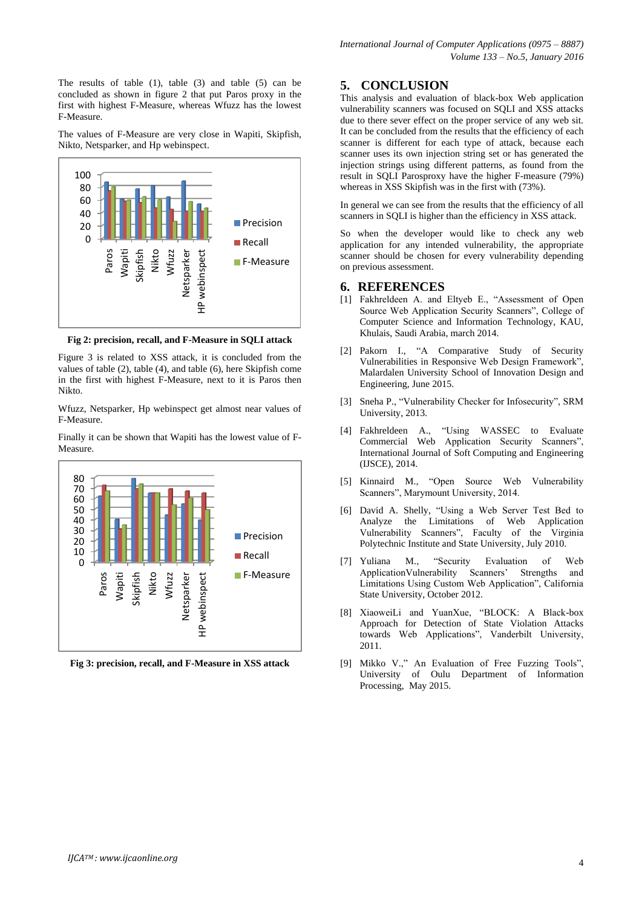The results of table (1), table (3) and table (5) can be concluded as shown in figure 2 that put Paros proxy in the first with highest F-Measure, whereas Wfuzz has the lowest F-Measure.

The values of F-Measure are very close in Wapiti, Skipfish, Nikto, Netsparker, and Hp webinspect.

100
80
60
40
20
0

Paros
Wapiti
Skipfish
Nikto
Wfuzz
Netsparker
HP webinspect

Precision
Recall
F-Measure

**Fig 2: precision, recall, and F-Measure in SQLI attack**

Figure 3 is related to XSS attack, it is concluded from the values of table (2), table (4), and table (6), here Skipfish come in the first with highest F-Measure, next to it is Paros then Nikto.

Wfuzz, Netsparker, Hp webinspect get almost near values of F-Measure.

Finally it can be shown that Wapiti has the lowest value of F-Measure.

80
70
60
50
40
30
20
10
0

Paros
Wapiti
Skipfish
Nikto
Wfuzz
Netsparker
HP webinspect

Precision
Recall
F-Measure

**Fig 3: precision, recall, and F-Measure in XSS attack**

## 5. CONCLUSION

This analysis and evaluation of black-box Web application vulnerability scanners was focused on SQLI and XSS attacks due to there sever effect on the proper service of any web sit. It can be concluded from the results that the efficiency of each scanner is different for each type of attack, because each scanner uses its own injection string set or has generated the injection strings using different patterns, as found from the result in SQLI Parosproxy have the higher F-measure (79%) whereas in XSS Skipfish was in the first with (73%).

In general we can see from the results that the efficiency of all scanners in SQLI is higher than the efficiency in XSS attack.

So when the developer would like to check any web application for any intended vulnerability, the appropriate scanner should be chosen for every vulnerability depending on previous assessment.

## 6. REFERENCES

[1] Fakhreldeen A. and Eltyeb E., "Assessment of Open Source Web Application Security Scanners", College of Computer Science and Information Technology, KAU, Khulais, Saudi Arabia, march 2014.

[2] Pakorn I., "A Comparative Study of Security Vulnerabilities in Responsive Web Design Framework", Malardalen University School of Innovation Design and Engineering, June 2015.

[3] Sneha P., "Vulnerability Checker for Infosecurity", SRM University, 2013.

[4] Fakhreldeen A., "Using WASSEC to Evaluate Commercial Web Application Security Scanners", International Journal of Soft Computing and Engineering (IJSCE), 2014.

[5] Kinnaird M., "Open Source Web Vulnerability Scanners", Marymount University, 2014.

[6] David A. Shelly, "Using a Web Server Test Bed to Analyze the Limitations of Web Application Vulnerability Scanners", Faculty of the Virginia Polytechnic Institute and State University, July 2010.

[7] Yuliana M., "Security Evaluation of Web ApplicationVulnerability Scanners' Strengths and Limitations Using Custom Web Application", California State University, October 2012.

[8] XiaoweiLi and YuanXue, "BLOCK: A Black-box Approach for Detection of State Violation Attacks towards Web Applications", Vanderbilt University, 2011.

[9] Mikko V.," An Evaluation of Free Fuzzing Tools", University of Oulu Department of Information Processing, May 2015.